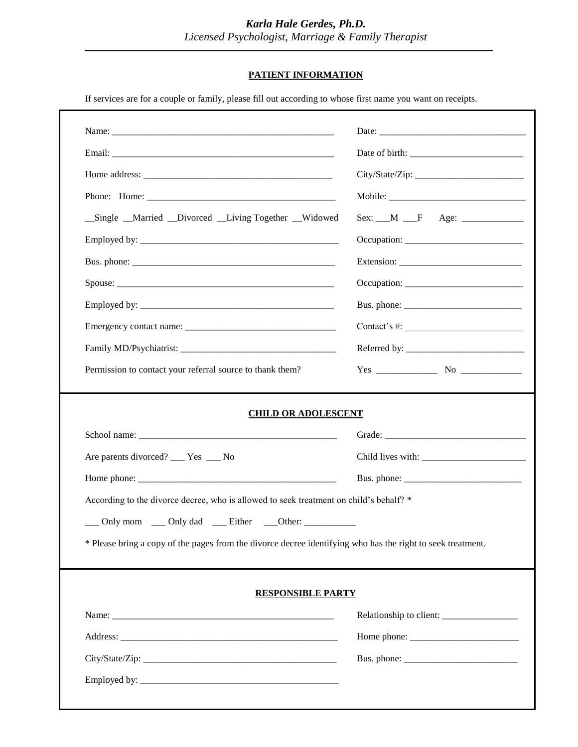***Karla Hale Gerdes, Ph.D.***

*Licensed Psychologist, Marriage & Family Therapist*

---

**PATIENT INFORMATION**

If services are for a couple or family, please fill out according to whose first name you want on receipts.

Name: _______________________________________________ Date: ______________________________

Email: _______________________________________________ Date of birth: ________________________

Home address: ________________________________________ City/State/Zip: _______________________

Phone: Home: _________________________________________ Mobile: ____________________________

__Single __Married __Divorced __Living Together __Widowed Sex: ___M ___F Age: ____________

Employed by: __________________________________________ Occupation: ________________________

Bus. phone: ___________________________________________ Extension: _________________________

Spouse: ______________________________________________ Occupation: ________________________

Employed by: __________________________________________ Bus. phone: ________________________

Emergency contact name: _______________________________ Contact's #: ________________________

Family MD/Psychiatrist: ________________________________ Referred by: ________________________

Permission to contact your referral source to thank them? Yes ____________ No ____________

**CHILD OR ADOLESCENT**

School name: __________________________________________ Grade: _____________________________

Are parents divorced? ___ Yes ___ No Child lives with: _____________________

Home phone: __________________________________________ Bus. phone: ________________________

According to the divorce decree, who is allowed to seek treatment on child's behalf? *

___ Only mom ___ Only dad ___ Either ___Other: ___________

* Please bring a copy of the pages from the divorce decree identifying who has the right to seek treatment.

**RESPONSIBLE PARTY**

Name: _______________________________________________ Relationship to client: ________________

Address: _____________________________________________ Home phone: _______________________

City/State/Zip: ________________________________________ Bus. phone: ________________________

Employed by: __________________________________________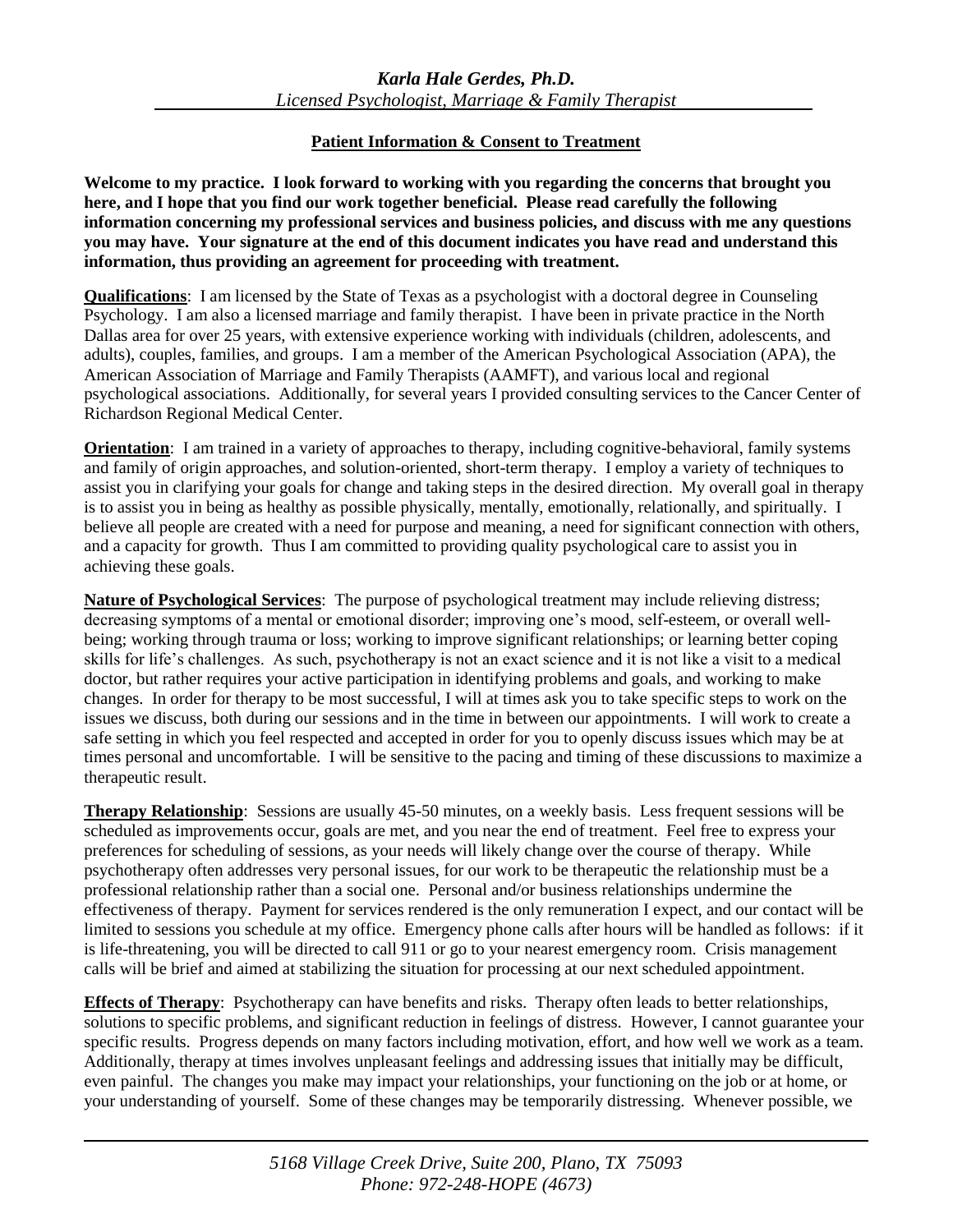*Karla Hale Gerdes, Ph.D.*
*Licensed Psychologist, Marriage & Family Therapist*

**Patient Information & Consent to Treatment**

**Welcome to my practice. I look forward to working with you regarding the concerns that brought you here, and I hope that you find our work together beneficial. Please read carefully the following information concerning my professional services and business policies, and discuss with me any questions you may have. Your signature at the end of this document indicates you have read and understand this information, thus providing an agreement for proceeding with treatment.**

**Qualifications**: I am licensed by the State of Texas as a psychologist with a doctoral degree in Counseling Psychology. I am also a licensed marriage and family therapist. I have been in private practice in the North Dallas area for over 25 years, with extensive experience working with individuals (children, adolescents, and adults), couples, families, and groups. I am a member of the American Psychological Association (APA), the American Association of Marriage and Family Therapists (AAMFT), and various local and regional psychological associations. Additionally, for several years I provided consulting services to the Cancer Center of Richardson Regional Medical Center.

**Orientation**: I am trained in a variety of approaches to therapy, including cognitive-behavioral, family systems and family of origin approaches, and solution-oriented, short-term therapy. I employ a variety of techniques to assist you in clarifying your goals for change and taking steps in the desired direction. My overall goal in therapy is to assist you in being as healthy as possible physically, mentally, emotionally, relationally, and spiritually. I believe all people are created with a need for purpose and meaning, a need for significant connection with others, and a capacity for growth. Thus I am committed to providing quality psychological care to assist you in achieving these goals.

**Nature of Psychological Services**: The purpose of psychological treatment may include relieving distress; decreasing symptoms of a mental or emotional disorder; improving one's mood, self-esteem, or overall well-being; working through trauma or loss; working to improve significant relationships; or learning better coping skills for life's challenges. As such, psychotherapy is not an exact science and it is not like a visit to a medical doctor, but rather requires your active participation in identifying problems and goals, and working to make changes. In order for therapy to be most successful, I will at times ask you to take specific steps to work on the issues we discuss, both during our sessions and in the time in between our appointments. I will work to create a safe setting in which you feel respected and accepted in order for you to openly discuss issues which may be at times personal and uncomfortable. I will be sensitive to the pacing and timing of these discussions to maximize a therapeutic result.

**Therapy Relationship**: Sessions are usually 45-50 minutes, on a weekly basis. Less frequent sessions will be scheduled as improvements occur, goals are met, and you near the end of treatment. Feel free to express your preferences for scheduling of sessions, as your needs will likely change over the course of therapy. While psychotherapy often addresses very personal issues, for our work to be therapeutic the relationship must be a professional relationship rather than a social one. Personal and/or business relationships undermine the effectiveness of therapy. Payment for services rendered is the only remuneration I expect, and our contact will be limited to sessions you schedule at my office. Emergency phone calls after hours will be handled as follows: if it is life-threatening, you will be directed to call 911 or go to your nearest emergency room. Crisis management calls will be brief and aimed at stabilizing the situation for processing at our next scheduled appointment.

**Effects of Therapy**: Psychotherapy can have benefits and risks. Therapy often leads to better relationships, solutions to specific problems, and significant reduction in feelings of distress. However, I cannot guarantee your specific results. Progress depends on many factors including motivation, effort, and how well we work as a team. Additionally, therapy at times involves unpleasant feelings and addressing issues that initially may be difficult, even painful. The changes you make may impact your relationships, your functioning on the job or at home, or your understanding of yourself. Some of these changes may be temporarily distressing. Whenever possible, we

*5168 Village Creek Drive, Suite 200, Plano, TX 75093*
*Phone: 972-248-HOPE (4673)*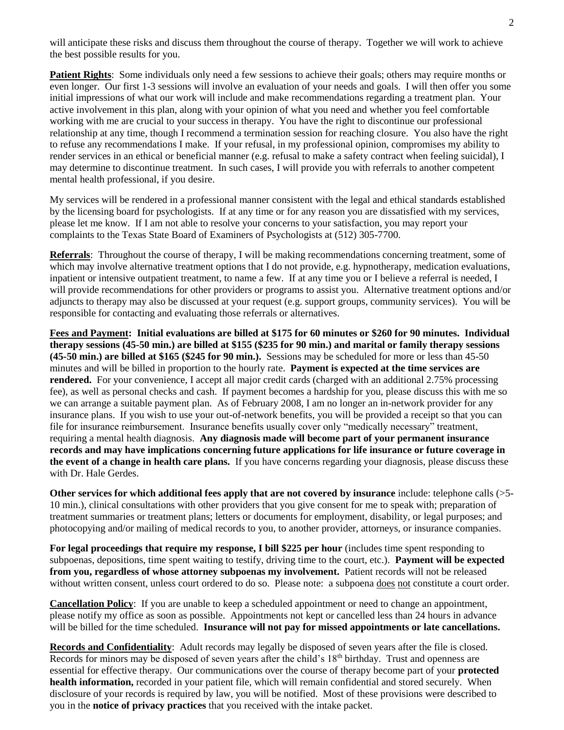will anticipate these risks and discuss them throughout the course of therapy. Together we will work to achieve the best possible results for you.

**<u>Patient Rights</u>**: Some individuals only need a few sessions to achieve their goals; others may require months or even longer. Our first 1-3 sessions will involve an evaluation of your needs and goals. I will then offer you some initial impressions of what our work will include and make recommendations regarding a treatment plan. Your active involvement in this plan, along with your opinion of what you need and whether you feel comfortable working with me are crucial to your success in therapy. You have the right to discontinue our professional relationship at any time, though I recommend a termination session for reaching closure. You also have the right to refuse any recommendations I make. If your refusal, in my professional opinion, compromises my ability to render services in an ethical or beneficial manner (e.g. refusal to make a safety contract when feeling suicidal), I may determine to discontinue treatment. In such cases, I will provide you with referrals to another competent mental health professional, if you desire.

My services will be rendered in a professional manner consistent with the legal and ethical standards established by the licensing board for psychologists. If at any time or for any reason you are dissatisfied with my services, please let me know. If I am not able to resolve your concerns to your satisfaction, you may report your complaints to the Texas State Board of Examiners of Psychologists at (512) 305-7700.

**<u>Referrals</u>**: Throughout the course of therapy, I will be making recommendations concerning treatment, some of which may involve alternative treatment options that I do not provide, e.g. hypnotherapy, medication evaluations, inpatient or intensive outpatient treatment, to name a few. If at any time you or I believe a referral is needed, I will provide recommendations for other providers or programs to assist you. Alternative treatment options and/or adjuncts to therapy may also be discussed at your request (e.g. support groups, community services). You will be responsible for contacting and evaluating those referrals or alternatives.

**<u>Fees and Payment</u>: Initial evaluations are billed at $175 for 60 minutes or $260 for 90 minutes. Individual therapy sessions (45-50 min.) are billed at $155 ($235 for 90 min.) and marital or family therapy sessions (45-50 min.) are billed at $165 ($245 for 90 min.).** Sessions may be scheduled for more or less than 45-50 minutes and will be billed in proportion to the hourly rate. **Payment is expected at the time services are rendered.** For your convenience, I accept all major credit cards (charged with an additional 2.75% processing fee), as well as personal checks and cash. If payment becomes a hardship for you, please discuss this with me so we can arrange a suitable payment plan. As of February 2008, I am no longer an in-network provider for any insurance plans. If you wish to use your out-of-network benefits, you will be provided a receipt so that you can file for insurance reimbursement. Insurance benefits usually cover only "medically necessary" treatment, requiring a mental health diagnosis. **Any diagnosis made will become part of your permanent insurance records and may have implications concerning future applications for life insurance or future coverage in the event of a change in health care plans.** If you have concerns regarding your diagnosis, please discuss these with Dr. Hale Gerdes.

**Other services for which additional fees apply that are not covered by insurance** include: telephone calls (>5-10 min.), clinical consultations with other providers that you give consent for me to speak with; preparation of treatment summaries or treatment plans; letters or documents for employment, disability, or legal purposes; and photocopying and/or mailing of medical records to you, to another provider, attorneys, or insurance companies.

**For legal proceedings that require my response, I bill $225 per hour** (includes time spent responding to subpoenas, depositions, time spent waiting to testify, driving time to the court, etc.). **Payment will be expected from you, regardless of whose attorney subpoenas my involvement.** Patient records will not be released without written consent, unless court ordered to do so. Please note: a subpoena <u>does</u> <u>not</u> constitute a court order.

**<u>Cancellation Policy</u>**: If you are unable to keep a scheduled appointment or need to change an appointment, please notify my office as soon as possible. Appointments not kept or cancelled less than 24 hours in advance will be billed for the time scheduled. **Insurance will not pay for missed appointments or late cancellations.**

**<u>Records and Confidentiality</u>**: Adult records may legally be disposed of seven years after the file is closed. Records for minors may be disposed of seven years after the child's 18th birthday. Trust and openness are essential for effective therapy. Our communications over the course of therapy become part of your **protected health information,** recorded in your patient file, which will remain confidential and stored securely. When disclosure of your records is required by law, you will be notified. Most of these provisions were described to you in the **notice of privacy practices** that you received with the intake packet.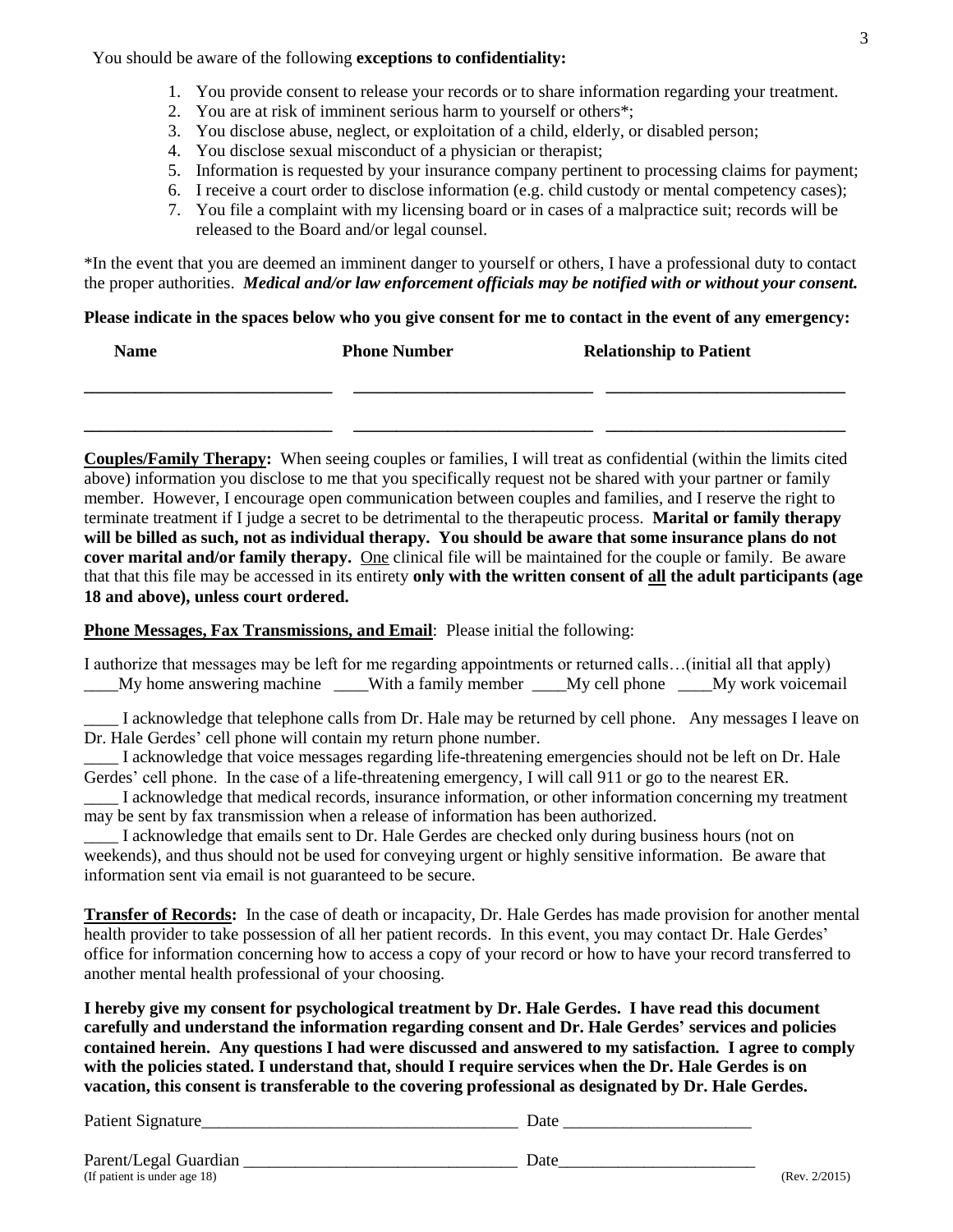You should be aware of the following **exceptions to confidentiality:**

1. You provide consent to release your records or to share information regarding your treatment.
2. You are at risk of imminent serious harm to yourself or others*;
3. You disclose abuse, neglect, or exploitation of a child, elderly, or disabled person;
4. You disclose sexual misconduct of a physician or therapist;
5. Information is requested by your insurance company pertinent to processing claims for payment;
6. I receive a court order to disclose information (e.g. child custody or mental competency cases);
7. You file a complaint with my licensing board or in cases of a malpractice suit; records will be released to the Board and/or legal counsel.

*In the event that you are deemed an imminent danger to yourself or others, I have a professional duty to contact the proper authorities. ***Medical and/or law enforcement officials may be notified with or without your consent.***

**Please indicate in the spaces below who you give consent for me to contact in the event of any emergency:**

| Name | Phone Number | Relationship to Patient |
|---|---|---|
| ____________________________ | ____________________________ | ____________________________ |
| ____________________________ | ____________________________ | ____________________________ |

**Couples/Family Therapy:** When seeing couples or families, I will treat as confidential (within the limits cited above) information you disclose to me that you specifically request not be shared with your partner or family member. However, I encourage open communication between couples and families, and I reserve the right to terminate treatment if I judge a secret to be detrimental to the therapeutic process. **Marital or family therapy will be billed as such, not as individual therapy. You should be aware that some insurance plans do not cover marital and/or family therapy.** One clinical file will be maintained for the couple or family. Be aware that that this file may be accessed in its entirety **only with the written consent of all the adult participants (age 18 and above), unless court ordered.**

**Phone Messages, Fax Transmissions, and Email**: Please initial the following:

I authorize that messages may be left for me regarding appointments or returned calls…(initial all that apply)
____My home answering machine ____With a family member ____My cell phone ____My work voicemail

____ I acknowledge that telephone calls from Dr. Hale may be returned by cell phone. Any messages I leave on Dr. Hale Gerdes' cell phone will contain my return phone number.
____ I acknowledge that voice messages regarding life-threatening emergencies should not be left on Dr. Hale Gerdes' cell phone. In the case of a life-threatening emergency, I will call 911 or go to the nearest ER.
____ I acknowledge that medical records, insurance information, or other information concerning my treatment may be sent by fax transmission when a release of information has been authorized.
____ I acknowledge that emails sent to Dr. Hale Gerdes are checked only during business hours (not on weekends), and thus should not be used for conveying urgent or highly sensitive information. Be aware that information sent via email is not guaranteed to be secure.

**Transfer of Records:** In the case of death or incapacity, Dr. Hale Gerdes has made provision for another mental health provider to take possession of all her patient records. In this event, you may contact Dr. Hale Gerdes' office for information concerning how to access a copy of your record or how to have your record transferred to another mental health professional of your choosing.

**I hereby give my consent for psychological treatment by Dr. Hale Gerdes. I have read this document carefully and understand the information regarding consent and Dr. Hale Gerdes' services and policies contained herein. Any questions I had were discussed and answered to my satisfaction. I agree to comply with the policies stated. I understand that, should I require services when the Dr. Hale Gerdes is on vacation, this consent is transferable to the covering professional as designated by Dr. Hale Gerdes.**

Patient Signature____________________________________ Date _____________________

Parent/Legal Guardian ________________________________ Date_______________________
(If patient is under age 18)

(Rev. 2/2015)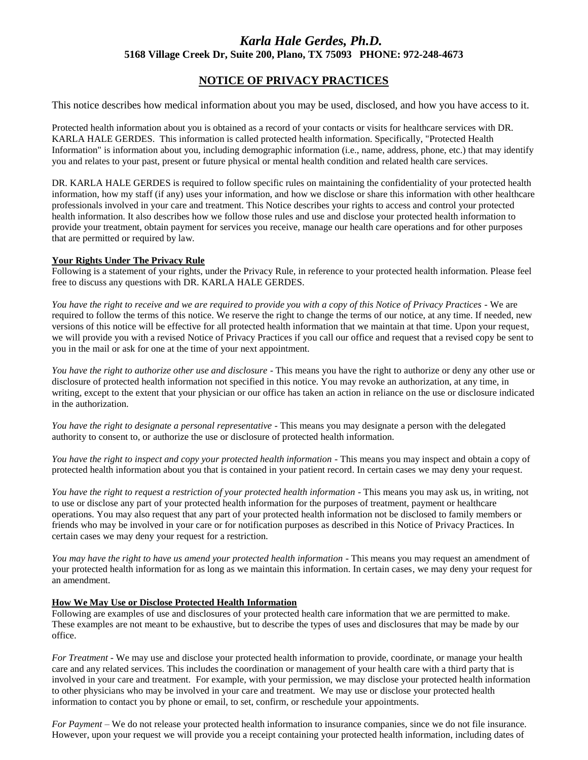# *Karla Hale Gerdes, Ph.D.*

**5168 Village Creek Dr, Suite 200, Plano, TX 75093 PHONE: 972-248-4673**

## NOTICE OF PRIVACY PRACTICES

This notice describes how medical information about you may be used, disclosed, and how you have access to it.

Protected health information about you is obtained as a record of your contacts or visits for healthcare services with DR. KARLA HALE GERDES. This information is called protected health information. Specifically, "Protected Health Information" is information about you, including demographic information (i.e., name, address, phone, etc.) that may identify you and relates to your past, present or future physical or mental health condition and related health care services.

DR. KARLA HALE GERDES is required to follow specific rules on maintaining the confidentiality of your protected health information, how my staff (if any) uses your information, and how we disclose or share this information with other healthcare professionals involved in your care and treatment. This Notice describes your rights to access and control your protected health information. It also describes how we follow those rules and use and disclose your protected health information to provide your treatment, obtain payment for services you receive, manage our health care operations and for other purposes that are permitted or required by law.

**Your Rights Under The Privacy Rule**

Following is a statement of your rights, under the Privacy Rule, in reference to your protected health information. Please feel free to discuss any questions with DR. KARLA HALE GERDES.

*You have the right to receive and we are required to provide you with a copy of this Notice of Privacy Practices* - We are required to follow the terms of this notice. We reserve the right to change the terms of our notice, at any time. If needed, new versions of this notice will be effective for all protected health information that we maintain at that time. Upon your request, we will provide you with a revised Notice of Privacy Practices if you call our office and request that a revised copy be sent to you in the mail or ask for one at the time of your next appointment.

*You have the right to authorize other use and disclosure* - This means you have the right to authorize or deny any other use or disclosure of protected health information not specified in this notice. You may revoke an authorization, at any time, in writing, except to the extent that your physician or our office has taken an action in reliance on the use or disclosure indicated in the authorization.

*You have the right to designate a personal representative* - This means you may designate a person with the delegated authority to consent to, or authorize the use or disclosure of protected health information.

*You have the right to inspect and copy your protected health information* - This means you may inspect and obtain a copy of protected health information about you that is contained in your patient record. In certain cases we may deny your request.

*You have the right to request a restriction of your protected health information* - This means you may ask us, in writing, not to use or disclose any part of your protected health information for the purposes of treatment, payment or healthcare operations. You may also request that any part of your protected health information not be disclosed to family members or friends who may be involved in your care or for notification purposes as described in this Notice of Privacy Practices. In certain cases we may deny your request for a restriction.

*You may have the right to have us amend your protected health information* - This means you may request an amendment of your protected health information for as long as we maintain this information. In certain cases, we may deny your request for an amendment.

**How We May Use or Disclose Protected Health Information**

Following are examples of use and disclosures of your protected health care information that we are permitted to make. These examples are not meant to be exhaustive, but to describe the types of uses and disclosures that may be made by our office.

*For Treatment* - We may use and disclose your protected health information to provide, coordinate, or manage your health care and any related services. This includes the coordination or management of your health care with a third party that is involved in your care and treatment. For example, with your permission, we may disclose your protected health information to other physicians who may be involved in your care and treatment. We may use or disclose your protected health information to contact you by phone or email, to set, confirm, or reschedule your appointments.

*For Payment* – We do not release your protected health information to insurance companies, since we do not file insurance. However, upon your request we will provide you a receipt containing your protected health information, including dates of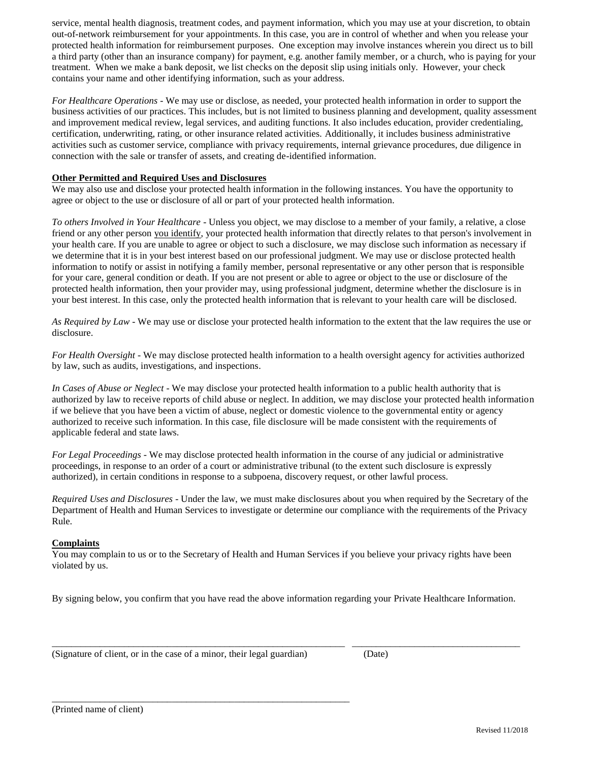service, mental health diagnosis, treatment codes, and payment information, which you may use at your discretion, to obtain out-of-network reimbursement for your appointments. In this case, you are in control of whether and when you release your protected health information for reimbursement purposes. One exception may involve instances wherein you direct us to bill a third party (other than an insurance company) for payment, e.g. another family member, or a church, who is paying for your treatment. When we make a bank deposit, we list checks on the deposit slip using initials only. However, your check contains your name and other identifying information, such as your address.

*For Healthcare Operations* - We may use or disclose, as needed, your protected health information in order to support the business activities of our practices. This includes, but is not limited to business planning and development, quality assessment and improvement medical review, legal services, and auditing functions. It also includes education, provider credentialing, certification, underwriting, rating, or other insurance related activities. Additionally, it includes business administrative activities such as customer service, compliance with privacy requirements, internal grievance procedures, due diligence in connection with the sale or transfer of assets, and creating de-identified information.

**Other Permitted and Required Uses and Disclosures**

We may also use and disclose your protected health information in the following instances. You have the opportunity to agree or object to the use or disclosure of all or part of your protected health information.

*To others Involved in Your Healthcare* - Unless you object, we may disclose to a member of your family, a relative, a close friend or any other person you identify, your protected health information that directly relates to that person's involvement in your health care. If you are unable to agree or object to such a disclosure, we may disclose such information as necessary if we determine that it is in your best interest based on our professional judgment. We may use or disclose protected health information to notify or assist in notifying a family member, personal representative or any other person that is responsible for your care, general condition or death. If you are not present or able to agree or object to the use or disclosure of the protected health information, then your provider may, using professional judgment, determine whether the disclosure is in your best interest. In this case, only the protected health information that is relevant to your health care will be disclosed.

*As Required by Law* - We may use or disclose your protected health information to the extent that the law requires the use or disclosure.

*For Health Oversight* - We may disclose protected health information to a health oversight agency for activities authorized by law, such as audits, investigations, and inspections.

*In Cases of Abuse or Neglect* - We may disclose your protected health information to a public health authority that is authorized by law to receive reports of child abuse or neglect. In addition, we may disclose your protected health information if we believe that you have been a victim of abuse, neglect or domestic violence to the governmental entity or agency authorized to receive such information. In this case, file disclosure will be made consistent with the requirements of applicable federal and state laws.

*For Legal Proceedings* - We may disclose protected health information in the course of any judicial or administrative proceedings, in response to an order of a court or administrative tribunal (to the extent such disclosure is expressly authorized), in certain conditions in response to a subpoena, discovery request, or other lawful process.

*Required Uses and Disclosures* - Under the law, we must make disclosures about you when required by the Secretary of the Department of Health and Human Services to investigate or determine our compliance with the requirements of the Privacy Rule.

**Complaints**

You may complain to us or to the Secretary of Health and Human Services if you believe your privacy rights have been violated by us.

By signing below, you confirm that you have read the above information regarding your Private Healthcare Information.

_______________________________________________________________ ____________________________________

(Signature of client, or in the case of a minor, their legal guardian) (Date)

_______________________________________________________________

(Printed name of client)

Revised 11/2018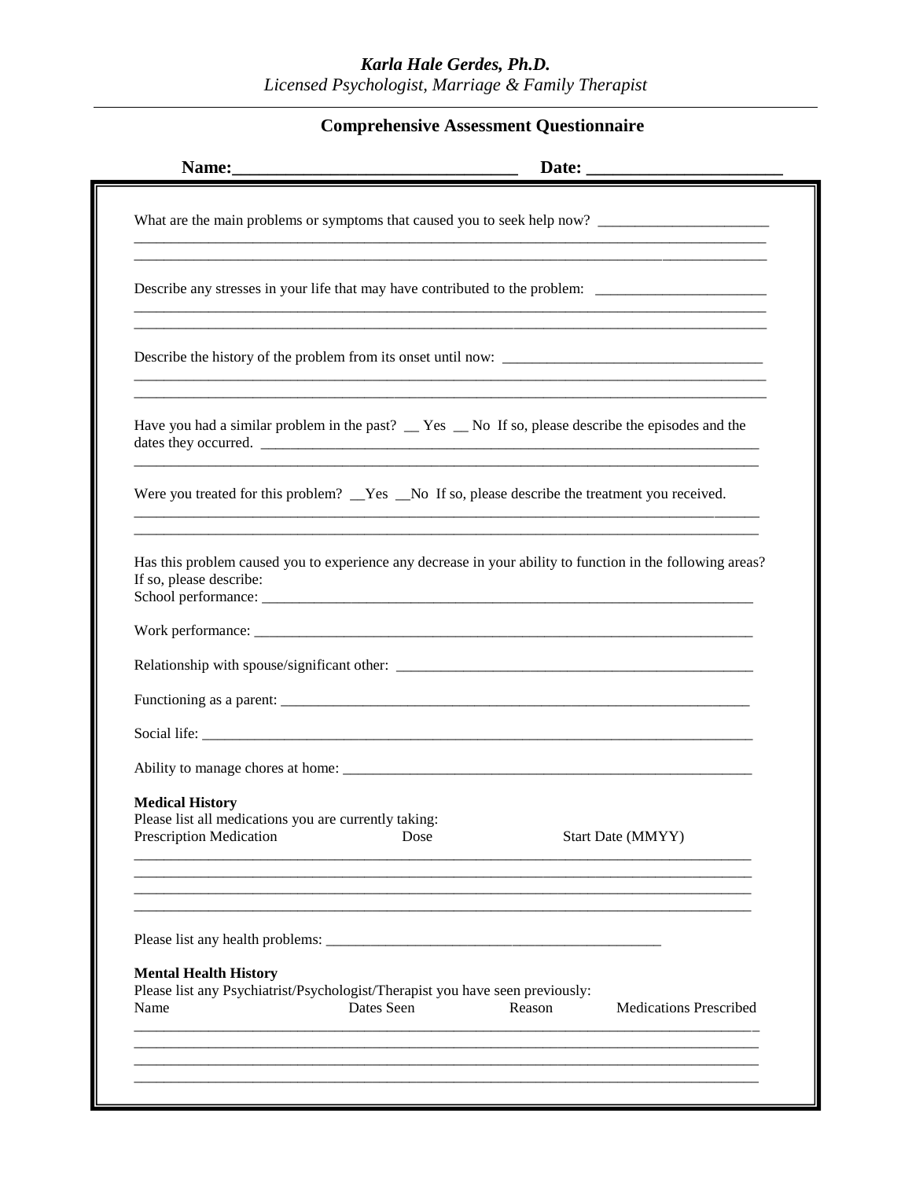*Karla Hale Gerdes, Ph.D.*
*Licensed Psychologist, Marriage & Family Therapist*

---

## Comprehensive Assessment Questionnaire

**Name:______________________________ Date: ____________________**

What are the main problems or symptoms that caused you to seek help now? ______________________
_____________________________________________________________________________________
_____________________________________________________________________________________

Describe any stresses in your life that may have contributed to the problem: ______________________
_____________________________________________________________________________________
_____________________________________________________________________________________

Describe the history of the problem from its onset until now: __________________________________
_____________________________________________________________________________________
_____________________________________________________________________________________

Have you had a similar problem in the past? __ Yes __ No If so, please describe the episodes and the dates they occurred. ______________________________________________________________________
_____________________________________________________________________________________

Were you treated for this problem? __Yes __No If so, please describe the treatment you received.
_____________________________________________________________________________________
_____________________________________________________________________________________

Has this problem caused you to experience any decrease in your ability to function in the following areas? If so, please describe:

School performance: __________________________________________________________________

Work performance: ___________________________________________________________________

Relationship with spouse/significant other: ______________________________________________

Functioning as a parent: _______________________________________________________________

Social life: __________________________________________________________________________

Ability to manage chores at home: ______________________________________________________

**Medical History**

Please list all medications you are currently taking:

| Prescription Medication | Dose | Start Date (MMYY) |
|---|---|---|
| | | |
| | | |
| | | |
| | | |

Please list any health problems: _____________________________________________

**Mental Health History**

Please list any Psychiatrist/Psychologist/Therapist you have seen previously:

| Name | Dates Seen | Reason | Medications Prescribed |
|---|---|---|---|
| | | | |
| | | | |
| | | | |
| | | | |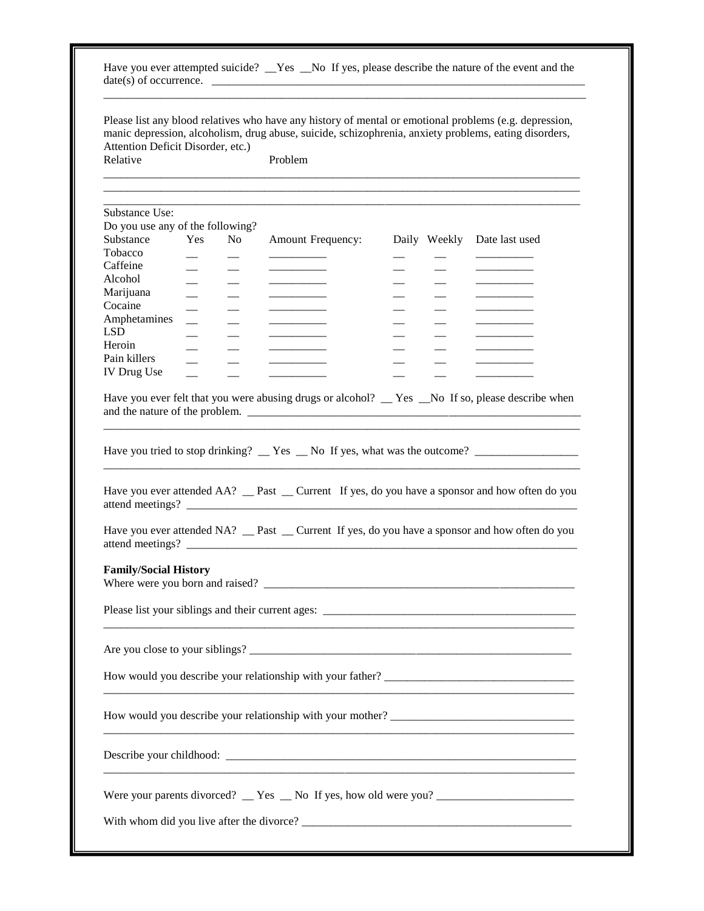Have you ever attempted suicide? __Yes __No If yes, please describe the nature of the event and the date(s) of occurrence. ____________________________________________________________________
_______________________________________________________________________________

Please list any blood relatives who have any history of mental or emotional problems (e.g. depression, manic depression, alcoholism, drug abuse, suicide, schizophrenia, anxiety problems, eating disorders, Attention Deficit Disorder, etc.)

Relative Problem

_______________________________________________________________________________
_______________________________________________________________________________
_______________________________________________________________________________

Substance Use:

Do you use any of the following?

| Substance | Yes | No | Amount Frequency: | Daily | Weekly | Date last used |
|---|---|---|---|---|---|---|
| Tobacco | __ | __ | __________ | __ | __ | __________ |
| Caffeine | __ | __ | __________ | __ | __ | __________ |
| Alcohol | __ | __ | __________ | __ | __ | __________ |
| Marijuana | __ | __ | __________ | __ | __ | __________ |
| Cocaine | __ | __ | __________ | __ | __ | __________ |
| Amphetamines | __ | __ | __________ | __ | __ | __________ |
| LSD | __ | __ | __________ | __ | __ | __________ |
| Heroin | __ | __ | __________ | __ | __ | __________ |
| Pain killers | __ | __ | __________ | __ | __ | __________ |
| IV Drug Use | __ | __ | __________ | __ | __ | __________ |

Have you ever felt that you were abusing drugs or alcohol? __ Yes __No If so, please describe when and the nature of the problem. ______________________________________________________________
_______________________________________________________________________________

Have you tried to stop drinking? __ Yes __ No If yes, what was the outcome? _________________
_______________________________________________________________________________

Have you ever attended AA? __ Past __ Current If yes, do you have a sponsor and how often do you attend meetings? ____________________________________________________________________

Have you ever attended NA? __ Past __ Current If yes, do you have a sponsor and how often do you attend meetings? ____________________________________________________________________

**Family/Social History**

Where were you born and raised? _______________________________________________________

Please list your siblings and their current ages: ____________________________________________
_______________________________________________________________________________

Are you close to your siblings? ________________________________________________________

How would you describe your relationship with your father? ________________________________
_______________________________________________________________________________

How would you describe your relationship with your mother? _______________________________
_______________________________________________________________________________

Describe your childhood: ______________________________________________________________
_______________________________________________________________________________

Were your parents divorced? __ Yes __ No If yes, how old were you? ________________________

With whom did you live after the divorce? _______________________________________________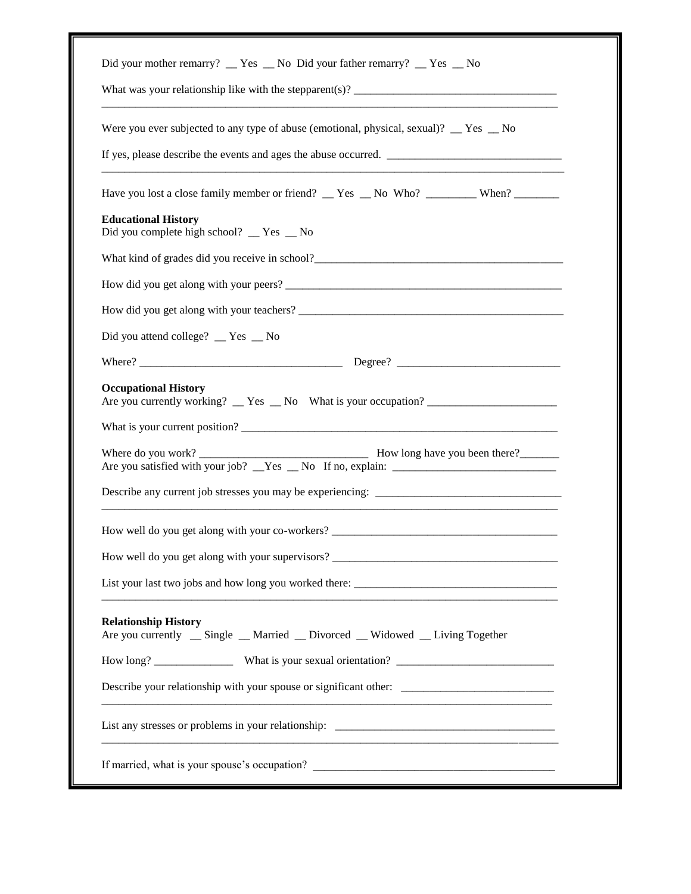Did your mother remarry? __ Yes __ No Did your father remarry? __ Yes __ No

What was your relationship like with the stepparent(s)? ___________________________________

_________________________________________________________________________________

Were you ever subjected to any type of abuse (emotional, physical, sexual)? __ Yes __ No

If yes, please describe the events and ages the abuse occurred. ______________________________

_________________________________________________________________________________

Have you lost a close family member or friend? __ Yes __ No Who? _________ When? ________

**Educational History**

Did you complete high school? __ Yes __ No

What kind of grades did you receive in school?____________________________________________

How did you get along with your peers? _________________________________________________

How did you get along with your teachers? _______________________________________________

Did you attend college? __ Yes __ No

Where? ___________________________________ Degree? ____________________________

**Occupational History**

Are you currently working? __ Yes __ No What is your occupation? ______________________

What is your current position? _________________________________________________________

Where do you work? _____________________________ How long have you been there?_______

Are you satisfied with your job? __Yes __ No If no, explain: ____________________________

Describe any current job stresses you may be experiencing: ________________________________

_________________________________________________________________________________

How well do you get along with your co-workers? _______________________________________

How well do you get along with your supervisors? _______________________________________

List your last two jobs and how long you worked there: ___________________________________

_________________________________________________________________________________

**Relationship History**

Are you currently __ Single __ Married __ Divorced __ Widowed __ Living Together

How long? ______________ What is your sexual orientation? ___________________________

Describe your relationship with your spouse or significant other: __________________________

_________________________________________________________________________________

List any stresses or problems in your relationship: _______________________________________

_________________________________________________________________________________

If married, what is your spouse's occupation? ____________________________________________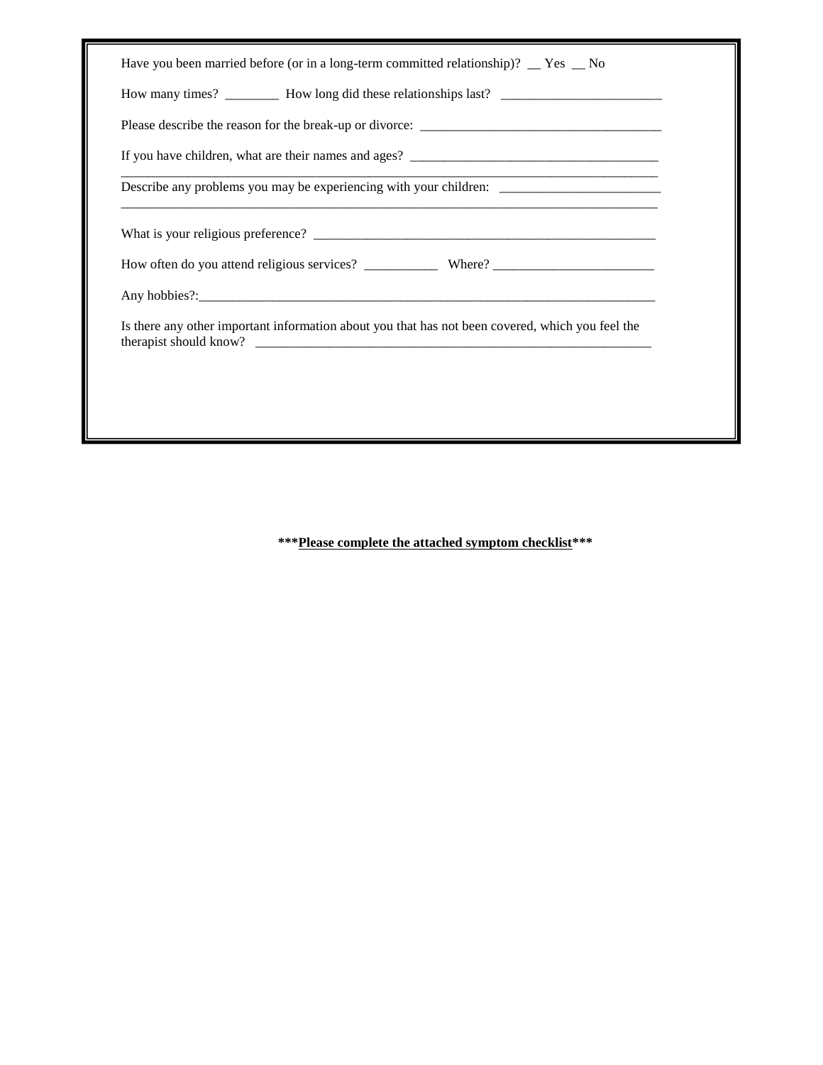Have you been married before (or in a long-term committed relationship)? __ Yes __ No

How many times? ________ How long did these relationships last? ________________________

Please describe the reason for the break-up or divorce: ____________________________________

If you have children, what are their names and ages? _____________________________________
_________________________________________________________________________________

Describe any problems you may be experiencing with your children: ________________________
_________________________________________________________________________________

What is your religious preference? ____________________________________________________

How often do you attend religious services? ___________ Where? ________________________

Any hobbies?:_____________________________________________________________________

Is there any other important information about you that has not been covered, which you feel the therapist should know? _______________________________________________________________

**\*\*\*<u>Please complete the attached symptom checklist</u>\*\*\***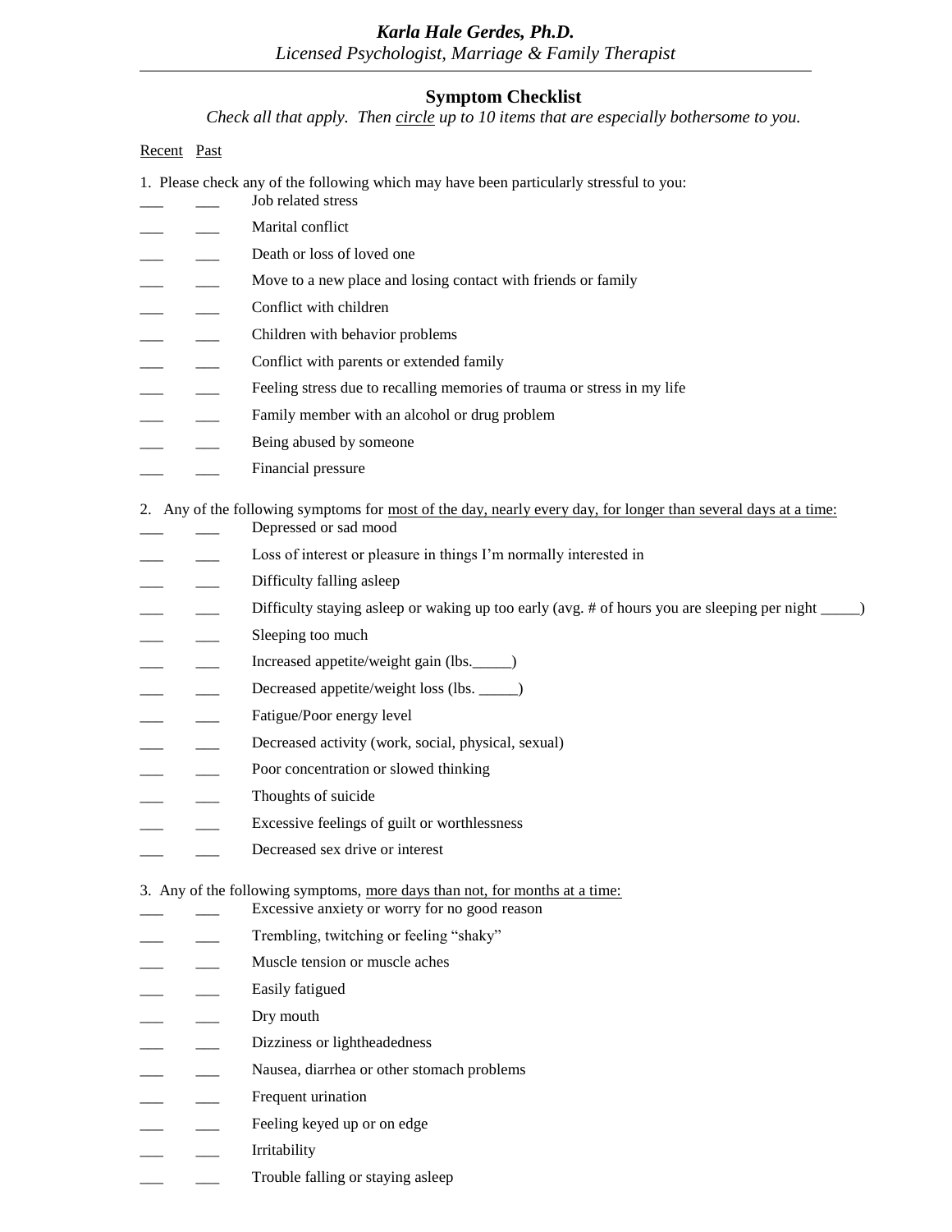**Karla Hale Gerdes, Ph.D.**
*Licensed Psychologist, Marriage & Family Therapist*

---

## Symptom Checklist

*Check all that apply. Then circle up to 10 items that are especially bothersome to you.*

Recent Past

1. Please check any of the following which may have been particularly stressful to you:

___ ___ Job related stress
___ ___ Marital conflict
___ ___ Death or loss of loved one
___ ___ Move to a new place and losing contact with friends or family
___ ___ Conflict with children
___ ___ Children with behavior problems
___ ___ Conflict with parents or extended family
___ ___ Feeling stress due to recalling memories of trauma or stress in my life
___ ___ Family member with an alcohol or drug problem
___ ___ Being abused by someone
___ ___ Financial pressure

2. Any of the following symptoms for most of the day, nearly every day, for longer than several days at a time:

___ ___ Depressed or sad mood
___ ___ Loss of interest or pleasure in things I'm normally interested in
___ ___ Difficulty falling asleep
___ ___ Difficulty staying asleep or waking up too early (avg. # of hours you are sleeping per night _____)
___ ___ Sleeping too much
___ ___ Increased appetite/weight gain (lbs._____)
___ ___ Decreased appetite/weight loss (lbs. _____)
___ ___ Fatigue/Poor energy level
___ ___ Decreased activity (work, social, physical, sexual)
___ ___ Poor concentration or slowed thinking
___ ___ Thoughts of suicide
___ ___ Excessive feelings of guilt or worthlessness
___ ___ Decreased sex drive or interest

3. Any of the following symptoms, more days than not, for months at a time:

___ ___ Excessive anxiety or worry for no good reason
___ ___ Trembling, twitching or feeling "shaky"
___ ___ Muscle tension or muscle aches
___ ___ Easily fatigued
___ ___ Dry mouth
___ ___ Dizziness or lightheadedness
___ ___ Nausea, diarrhea or other stomach problems
___ ___ Frequent urination
___ ___ Feeling keyed up or on edge
___ ___ Irritability
___ ___ Trouble falling or staying asleep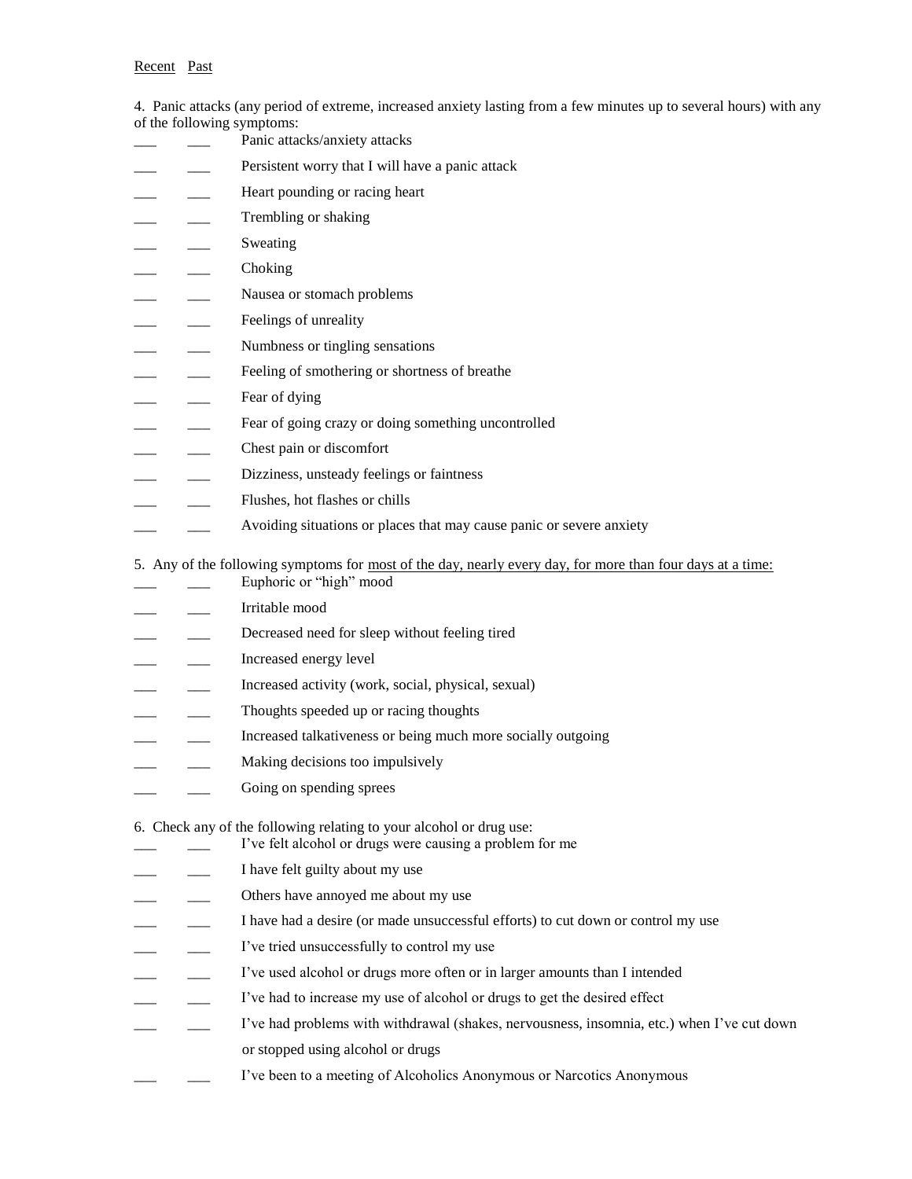<u>Recent</u> <u>Past</u>

4. Panic attacks (any period of extreme, increased anxiety lasting from a few minutes up to several hours) with any of the following symptoms:

___ ___ Panic attacks/anxiety attacks

___ ___ Persistent worry that I will have a panic attack

___ ___ Heart pounding or racing heart

___ ___ Trembling or shaking

___ ___ Sweating

___ ___ Choking

___ ___ Nausea or stomach problems

___ ___ Feelings of unreality

___ ___ Numbness or tingling sensations

___ ___ Feeling of smothering or shortness of breathe

___ ___ Fear of dying

___ ___ Fear of going crazy or doing something uncontrolled

___ ___ Chest pain or discomfort

___ ___ Dizziness, unsteady feelings or faintness

___ ___ Flushes, hot flashes or chills

___ ___ Avoiding situations or places that may cause panic or severe anxiety

5. Any of the following symptoms for <u>most of the day, nearly every day, for more than four days at a time:</u>

___ ___ Euphoric or "high" mood

___ ___ Irritable mood

___ ___ Decreased need for sleep without feeling tired

___ ___ Increased energy level

___ ___ Increased activity (work, social, physical, sexual)

___ ___ Thoughts speeded up or racing thoughts

___ ___ Increased talkativeness or being much more socially outgoing

___ ___ Making decisions too impulsively

___ ___ Going on spending sprees

6. Check any of the following relating to your alcohol or drug use:

___ ___ I've felt alcohol or drugs were causing a problem for me

___ ___ I have felt guilty about my use

___ ___ Others have annoyed me about my use

___ ___ I have had a desire (or made unsuccessful efforts) to cut down or control my use

___ ___ I've tried unsuccessfully to control my use

___ ___ I've used alcohol or drugs more often or in larger amounts than I intended

___ ___ I've had to increase my use of alcohol or drugs to get the desired effect

___ ___ I've had problems with withdrawal (shakes, nervousness, insomnia, etc.) when I've cut down or stopped using alcohol or drugs

___ ___ I've been to a meeting of Alcoholics Anonymous or Narcotics Anonymous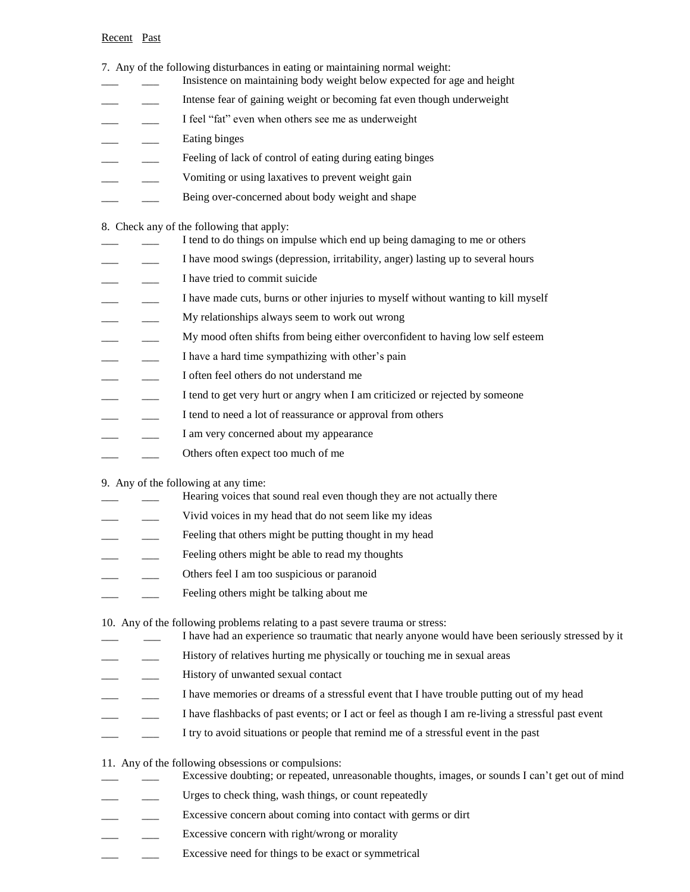Recent Past

7. Any of the following disturbances in eating or maintaining normal weight:

___ ___ Insistence on maintaining body weight below expected for age and height
___ ___ Intense fear of gaining weight or becoming fat even though underweight
___ ___ I feel "fat" even when others see me as underweight
___ ___ Eating binges
___ ___ Feeling of lack of control of eating during eating binges
___ ___ Vomiting or using laxatives to prevent weight gain
___ ___ Being over-concerned about body weight and shape

8. Check any of the following that apply:

___ ___ I tend to do things on impulse which end up being damaging to me or others
___ ___ I have mood swings (depression, irritability, anger) lasting up to several hours
___ ___ I have tried to commit suicide
___ ___ I have made cuts, burns or other injuries to myself without wanting to kill myself
___ ___ My relationships always seem to work out wrong
___ ___ My mood often shifts from being either overconfident to having low self esteem
___ ___ I have a hard time sympathizing with other's pain
___ ___ I often feel others do not understand me
___ ___ I tend to get very hurt or angry when I am criticized or rejected by someone
___ ___ I tend to need a lot of reassurance or approval from others
___ ___ I am very concerned about my appearance
___ ___ Others often expect too much of me

9. Any of the following at any time:

___ ___ Hearing voices that sound real even though they are not actually there
___ ___ Vivid voices in my head that do not seem like my ideas
___ ___ Feeling that others might be putting thought in my head
___ ___ Feeling others might be able to read my thoughts
___ ___ Others feel I am too suspicious or paranoid
___ ___ Feeling others might be talking about me

10. Any of the following problems relating to a past severe trauma or stress:

___ ___ I have had an experience so traumatic that nearly anyone would have been seriously stressed by it
___ ___ History of relatives hurting me physically or touching me in sexual areas
___ ___ History of unwanted sexual contact
___ ___ I have memories or dreams of a stressful event that I have trouble putting out of my head
___ ___ I have flashbacks of past events; or I act or feel as though I am re-living a stressful past event
___ ___ I try to avoid situations or people that remind me of a stressful event in the past

11. Any of the following obsessions or compulsions:

___ ___ Excessive doubting; or repeated, unreasonable thoughts, images, or sounds I can't get out of mind
___ ___ Urges to check thing, wash things, or count repeatedly
___ ___ Excessive concern about coming into contact with germs or dirt
___ ___ Excessive concern with right/wrong or morality
___ ___ Excessive need for things to be exact or symmetrical